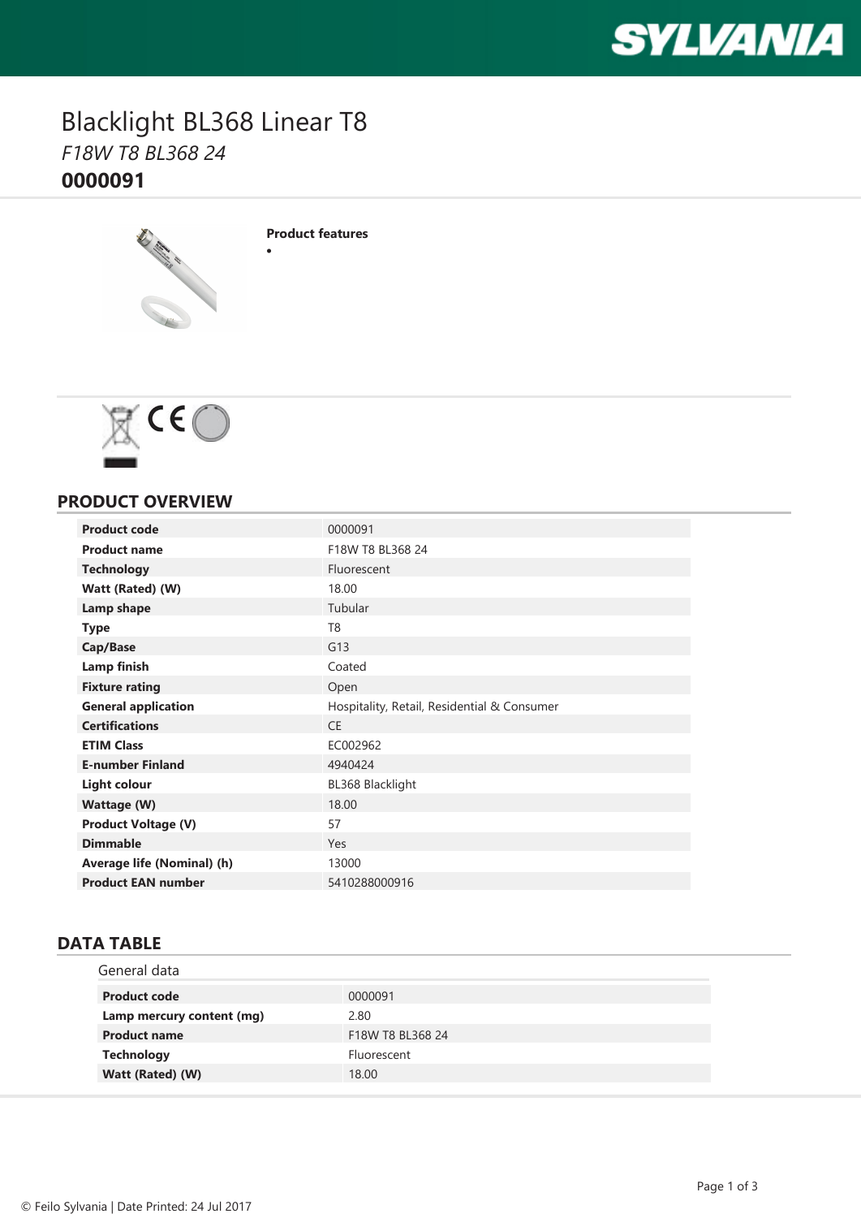# Blacklight BL368 Linear T8

*F18W T8 BL368 24*

**0000091**

**Product features**

- 

## PRODUCT OVERVIEW

| | |
|---|---|
| **Product code** | 0000091 |
| **Product name** | F18W T8 BL368 24 |
| **Technology** | Fluorescent |
| **Watt (Rated) (W)** | 18.00 |
| **Lamp shape** | Tubular |
| **Type** | T8 |
| **Cap/Base** | G13 |
| **Lamp finish** | Coated |
| **Fixture rating** | Open |
| **General application** | Hospitality, Retail, Residential & Consumer |
| **Certifications** | CE |
| **ETIM Class** | EC002962 |
| **E-number Finland** | 4940424 |
| **Light colour** | BL368 Blacklight |
| **Wattage (W)** | 18.00 |
| **Product Voltage (V)** | 57 |
| **Dimmable** | Yes |
| **Average life (Nominal) (h)** | 13000 |
| **Product EAN number** | 5410288000916 |

## DATA TABLE

### General data

| | |
|---|---|
| **Product code** | 0000091 |
| **Lamp mercury content (mg)** | 2.80 |
| **Product name** | F18W T8 BL368 24 |
| **Technology** | Fluorescent |
| **Watt (Rated) (W)** | 18.00 |

© Feilo Sylvania | Date Printed: 24 Jul 2017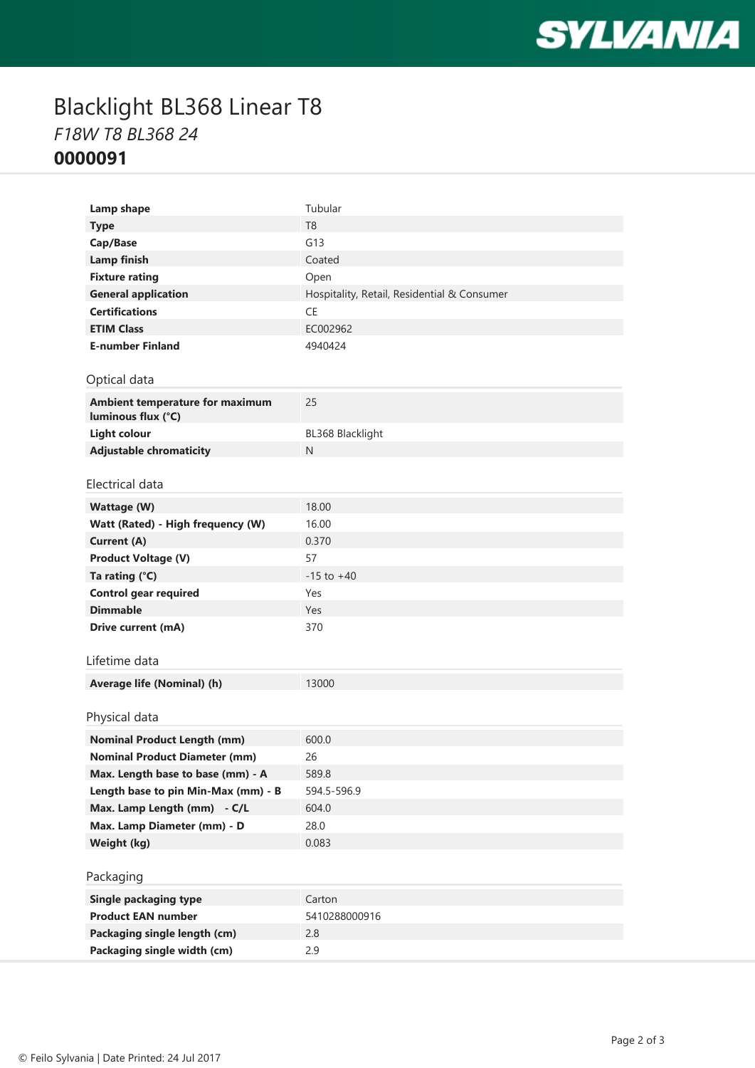# Blacklight BL368 Linear T8

*F18W T8 BL368 24*

**0000091**

| | |
|---|---|
| **Lamp shape** | Tubular |
| **Type** | T8 |
| **Cap/Base** | G13 |
| **Lamp finish** | Coated |
| **Fixture rating** | Open |
| **General application** | Hospitality, Retail, Residential & Consumer |
| **Certifications** | CE |
| **ETIM Class** | EC002962 |
| **E-number Finland** | 4940424 |

## Optical data

| | |
|---|---|
| **Ambient temperature for maximum luminous flux (°C)** | 25 |
| **Light colour** | BL368 Blacklight |
| **Adjustable chromaticity** | N |

## Electrical data

| | |
|---|---|
| **Wattage (W)** | 18.00 |
| **Watt (Rated) - High frequency (W)** | 16.00 |
| **Current (A)** | 0.370 |
| **Product Voltage (V)** | 57 |
| **Ta rating (°C)** | -15 to +40 |
| **Control gear required** | Yes |
| **Dimmable** | Yes |
| **Drive current (mA)** | 370 |

## Lifetime data

| | |
|---|---|
| **Average life (Nominal) (h)** | 13000 |

## Physical data

| | |
|---|---|
| **Nominal Product Length (mm)** | 600.0 |
| **Nominal Product Diameter (mm)** | 26 |
| **Max. Length base to base (mm) - A** | 589.8 |
| **Length base to pin Min-Max (mm) - B** | 594.5-596.9 |
| **Max. Lamp Length (mm) - C/L** | 604.0 |
| **Max. Lamp Diameter (mm) - D** | 28.0 |
| **Weight (kg)** | 0.083 |

## Packaging

| | |
|---|---|
| **Single packaging type** | Carton |
| **Product EAN number** | 5410288000916 |
| **Packaging single length (cm)** | 2.8 |
| **Packaging single width (cm)** | 2.9 |

© Feilo Sylvania | Date Printed: 24 Jul 2017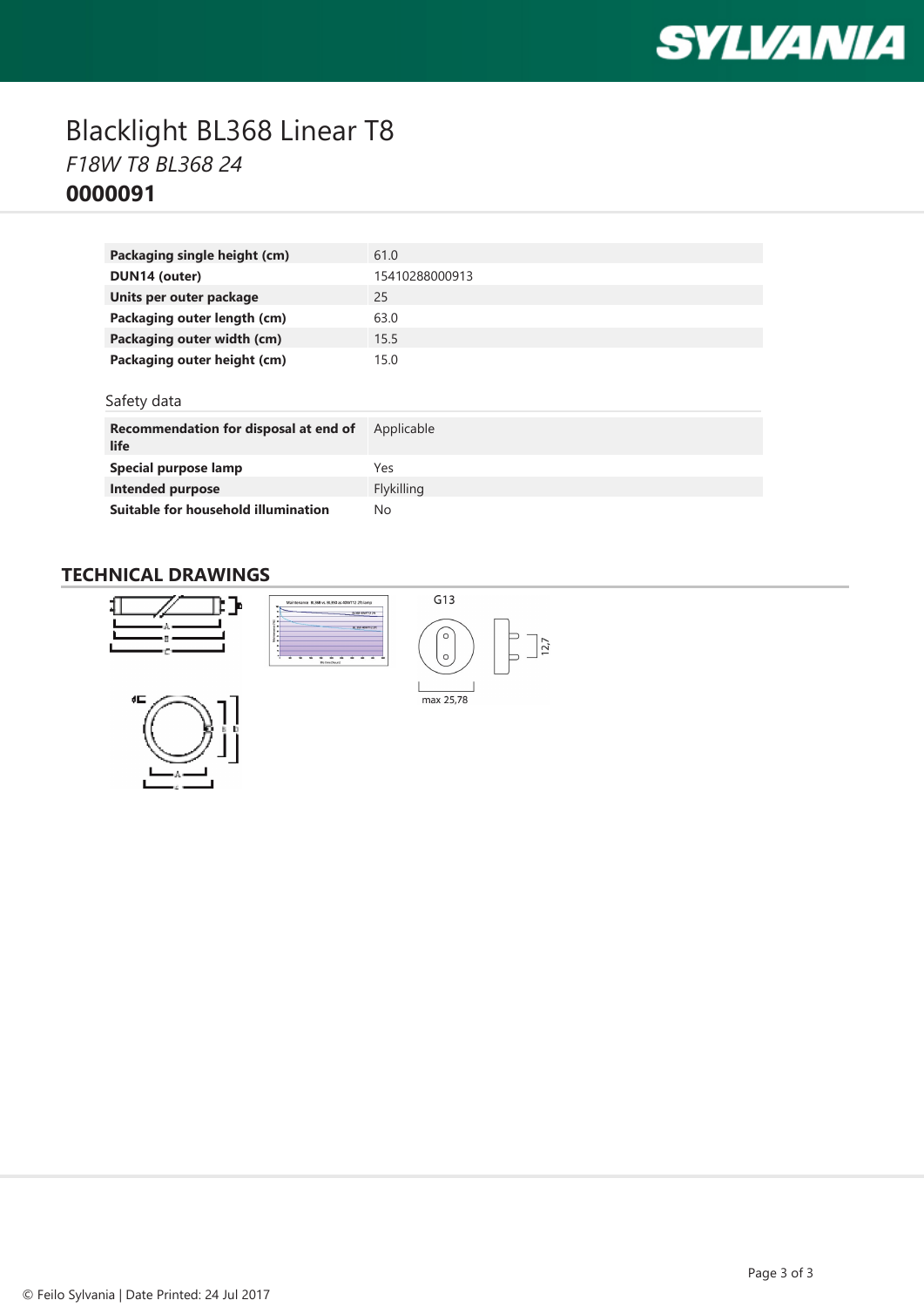# Blacklight BL368 Linear T8

*F18W T8 BL368 24*

**0000091**

| | |
|---|---|
| **Packaging single height (cm)** | 61.0 |
| **DUN14 (outer)** | 15410288000913 |
| **Units per outer package** | 25 |
| **Packaging outer length (cm)** | 63.0 |
| **Packaging outer width (cm)** | 15.5 |
| **Packaging outer height (cm)** | 15.0 |

## Safety data

| | |
|---|---|
| **Recommendation for disposal at end of life** | Applicable |
| **Special purpose lamp** | Yes |
| **Intended purpose** | Flykilling |
| **Suitable for household illumination** | No |

## TECHNICAL DRAWINGS

G13

max 25,78

12,7